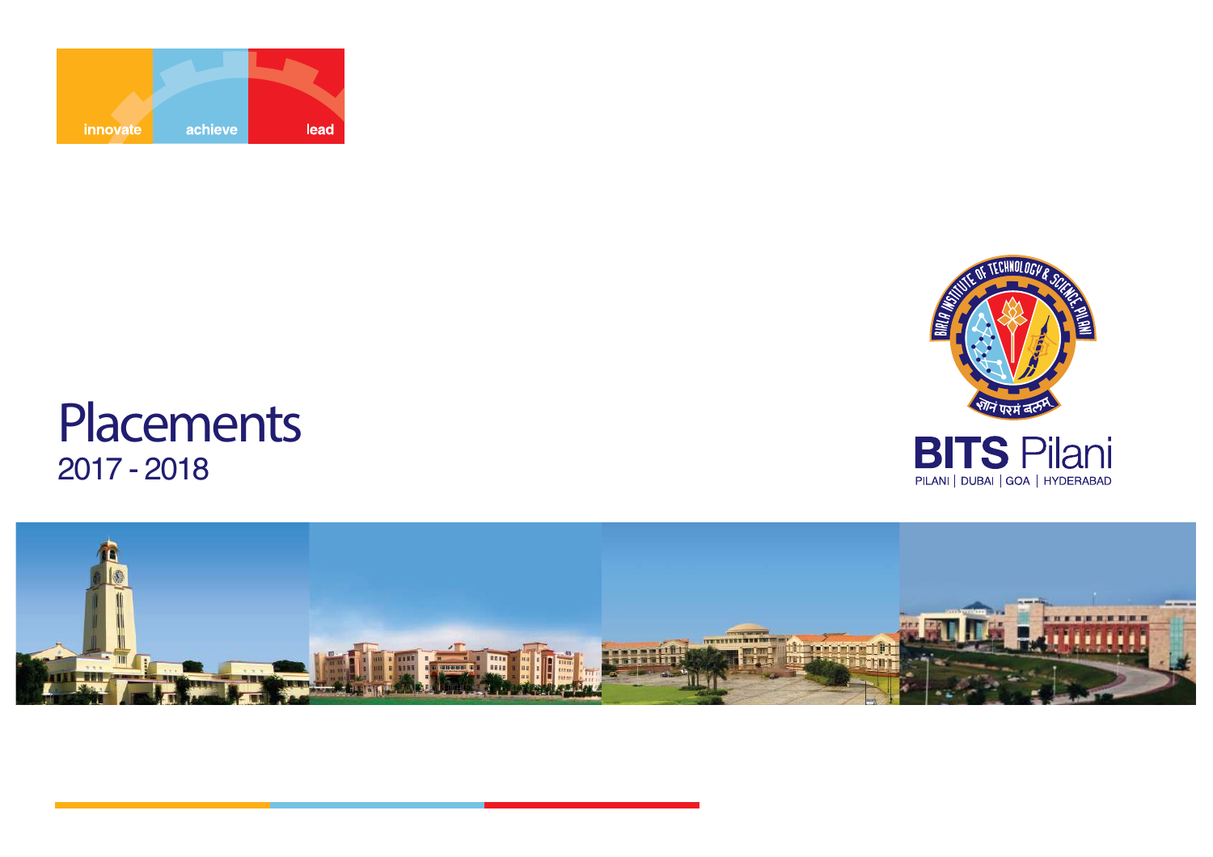innovate achieve lead

# Placements
## 2017 - 2018

BIRLA INSTITUTE OF TECHNOLOGY & SCIENCE, PILANI

ज्ञानं परमं बलम्

**BITS** Pilani

PILANI | DUBAI | GOA | HYDERABAD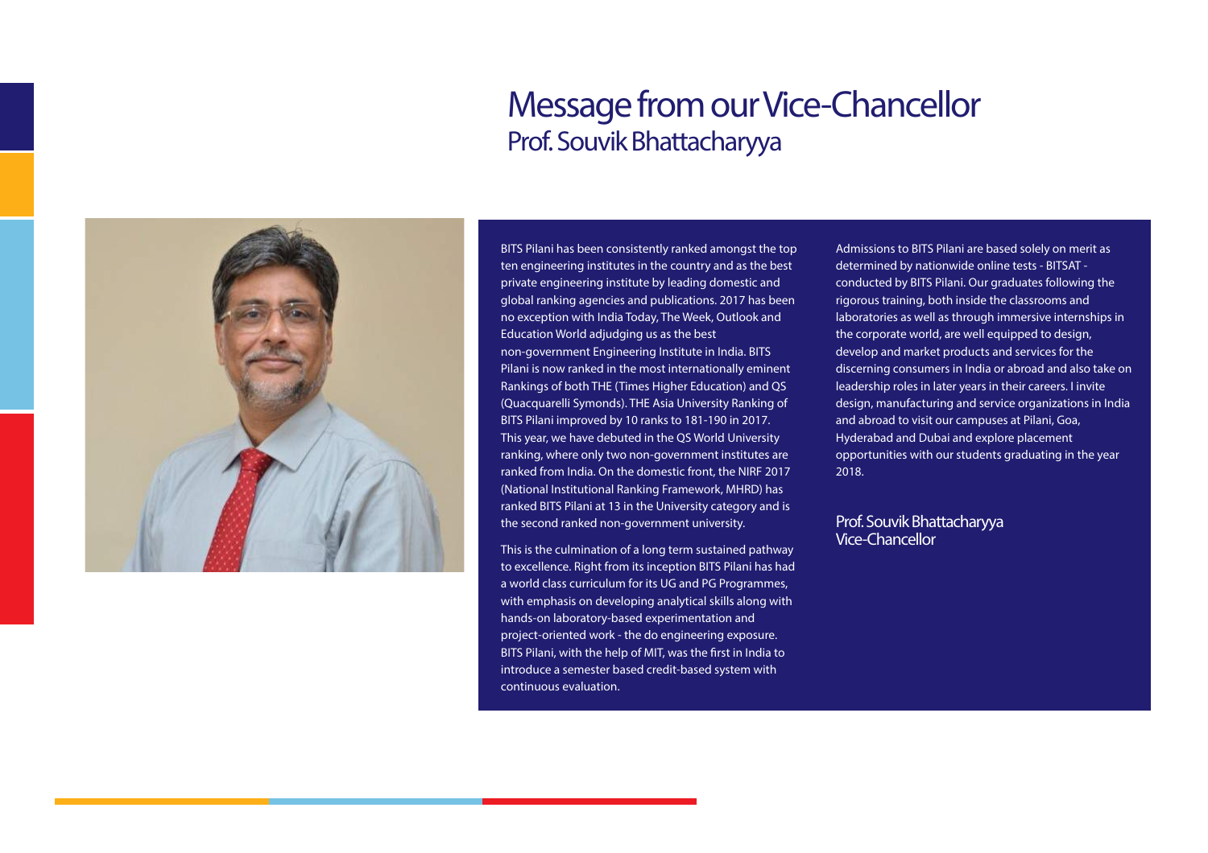# Message from our Vice-Chancellor

## Prof. Souvik Bhattacharyya

BITS Pilani has been consistently ranked amongst the top ten engineering institutes in the country and as the best private engineering institute by leading domestic and global ranking agencies and publications. 2017 has been no exception with India Today, The Week, Outlook and Education World adjudging us as the best non-government Engineering Institute in India. BITS Pilani is now ranked in the most internationally eminent Rankings of both THE (Times Higher Education) and QS (Quacquarelli Symonds). THE Asia University Ranking of BITS Pilani improved by 10 ranks to 181-190 in 2017. This year, we have debuted in the QS World University ranking, where only two non-government institutes are ranked from India. On the domestic front, the NIRF 2017 (National Institutional Ranking Framework, MHRD) has ranked BITS Pilani at 13 in the University category and is the second ranked non-government university.

This is the culmination of a long term sustained pathway to excellence. Right from its inception BITS Pilani has had a world class curriculum for its UG and PG Programmes, with emphasis on developing analytical skills along with hands-on laboratory-based experimentation and project-oriented work - the do engineering exposure. BITS Pilani, with the help of MIT, was the first in India to introduce a semester based credit-based system with continuous evaluation.

Admissions to BITS Pilani are based solely on merit as determined by nationwide online tests - BITSAT - conducted by BITS Pilani. Our graduates following the rigorous training, both inside the classrooms and laboratories as well as through immersive internships in the corporate world, are well equipped to design, develop and market products and services for the discerning consumers in India or abroad and also take on leadership roles in later years in their careers. I invite design, manufacturing and service organizations in India and abroad to visit our campuses at Pilani, Goa, Hyderabad and Dubai and explore placement opportunities with our students graduating in the year 2018.

Prof. Souvik Bhattacharyya
Vice-Chancellor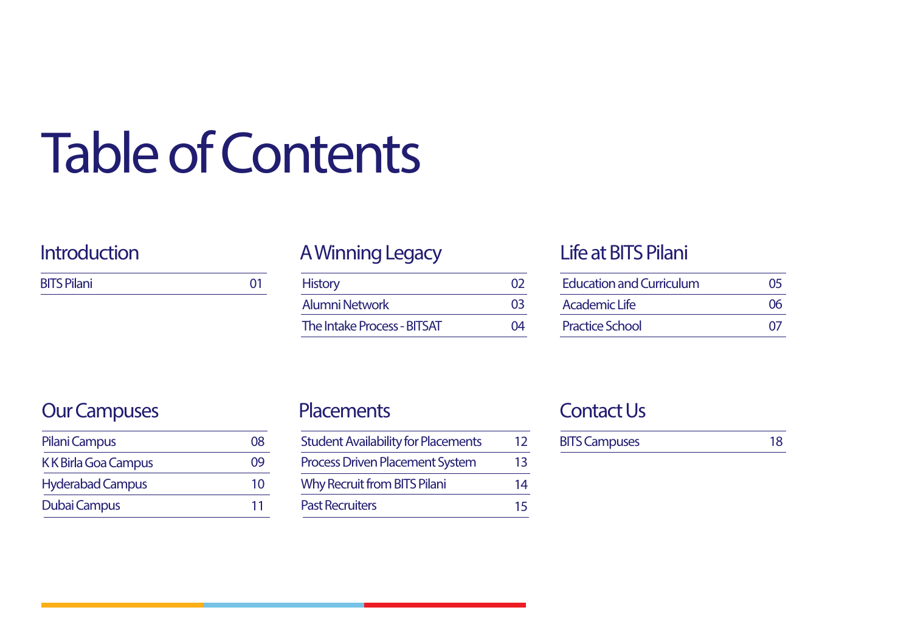# Table of Contents

## Introduction

| | |
|---|---|
| BITS Pilani | 01 |

## A Winning Legacy

| | |
|---|---|
| History | 02 |
| Alumni Network | 03 |
| The Intake Process - BITSAT | 04 |

## Life at BITS Pilani

| | |
|---|---|
| Education and Curriculum | 05 |
| Academic Life | 06 |
| Practice School | 07 |

## Our Campuses

| | |
|---|---|
| Pilani Campus | 08 |
| K K Birla Goa Campus | 09 |
| Hyderabad Campus | 10 |
| Dubai Campus | 11 |

## Placements

| | |
|---|---|
| Student Availability for Placements | 12 |
| Process Driven Placement System | 13 |
| Why Recruit from BITS Pilani | 14 |
| Past Recruiters | 15 |

## Contact Us

| | |
|---|---|
| BITS Campuses | 18 |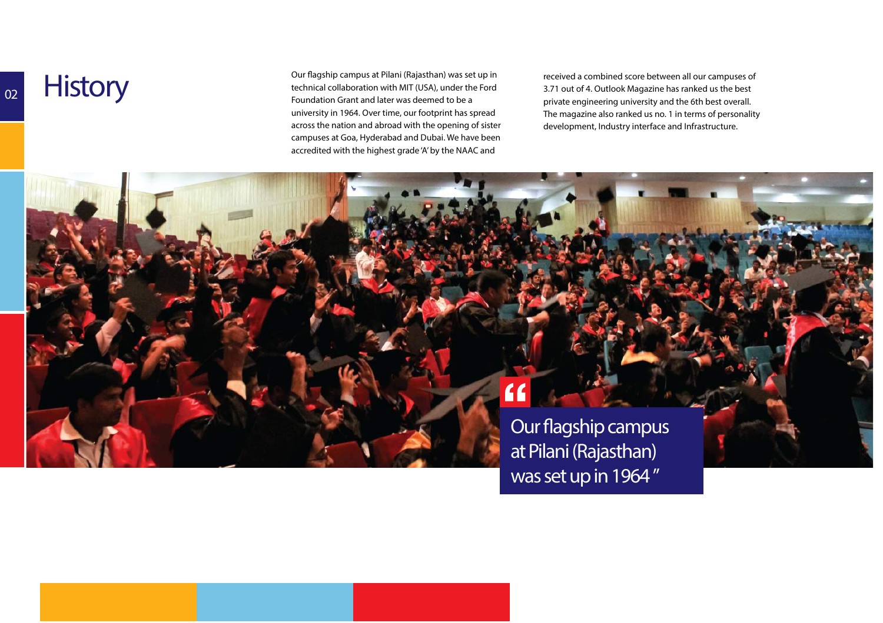# History

Our flagship campus at Pilani (Rajasthan) was set up in technical collaboration with MIT (USA), under the Ford Foundation Grant and later was deemed to be a university in 1964. Over time, our footprint has spread across the nation and abroad with the opening of sister campuses at Goa, Hyderabad and Dubai. We have been accredited with the highest grade 'A' by the NAAC and received a combined score between all our campuses of 3.71 out of 4. Outlook Magazine has ranked us the best private engineering university and the 6th best overall. The magazine also ranked us no. 1 in terms of personality development, Industry interface and Infrastructure.

> "Our flagship campus at Pilani (Rajasthan) was set up in 1964"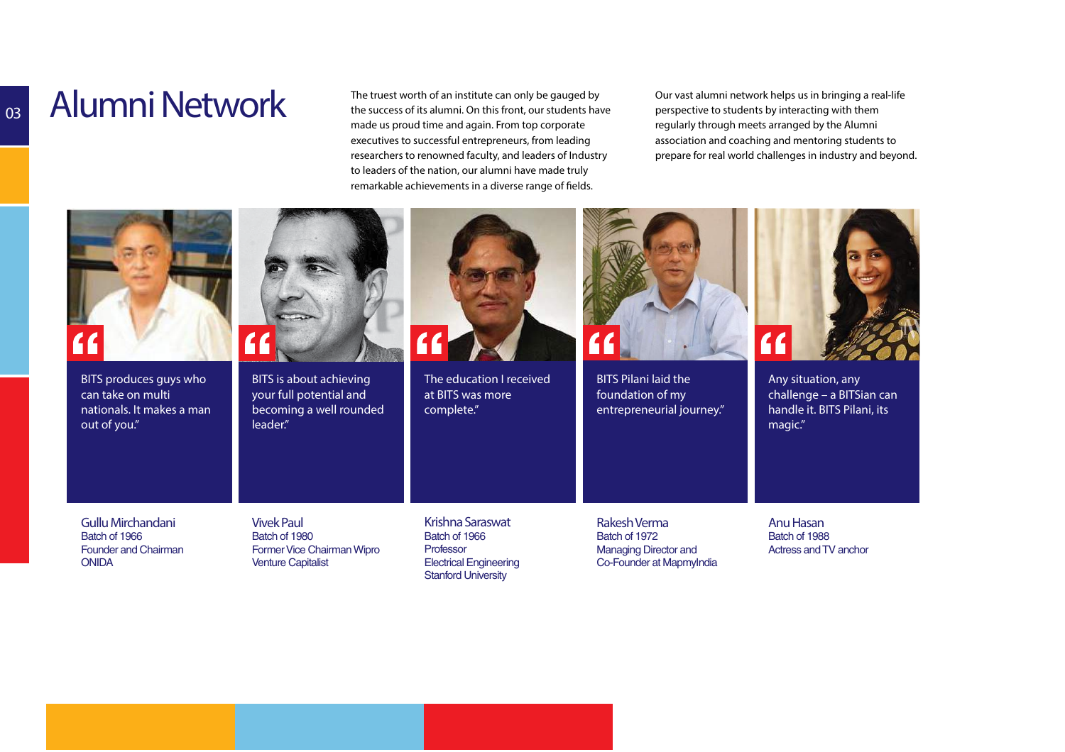# Alumni Network

The truest worth of an institute can only be gauged by the success of its alumni. On this front, our students have made us proud time and again. From top corporate executives to successful entrepreneurs, from leading researchers to renowned faculty, and leaders of Industry to leaders of the nation, our alumni have made truly remarkable achievements in a diverse range of fields.

Our vast alumni network helps us in bringing a real-life perspective to students by interacting with them regularly through meets arranged by the Alumni association and coaching and mentoring students to prepare for real world challenges in industry and beyond.

"BITS produces guys who can take on multi nationals. It makes a man out of you."

**Gullu Mirchandani**
Batch of 1966
Founder and Chairman
ONIDA

"BITS is about achieving your full potential and becoming a well rounded leader."

**Vivek Paul**
Batch of 1980
Former Vice Chairman Wipro
Venture Capitalist

"The education I received at BITS was more complete."

**Krishna Saraswat**
Batch of 1966
Professor
Electrical Engineering
Stanford University

"BITS Pilani laid the foundation of my entrepreneurial journey."

**Rakesh Verma**
Batch of 1972
Managing Director and
Co-Founder at MapmyIndia

"Any situation, any challenge – a BITSian can handle it. BITS Pilani, its magic."

**Anu Hasan**
Batch of 1988
Actress and TV anchor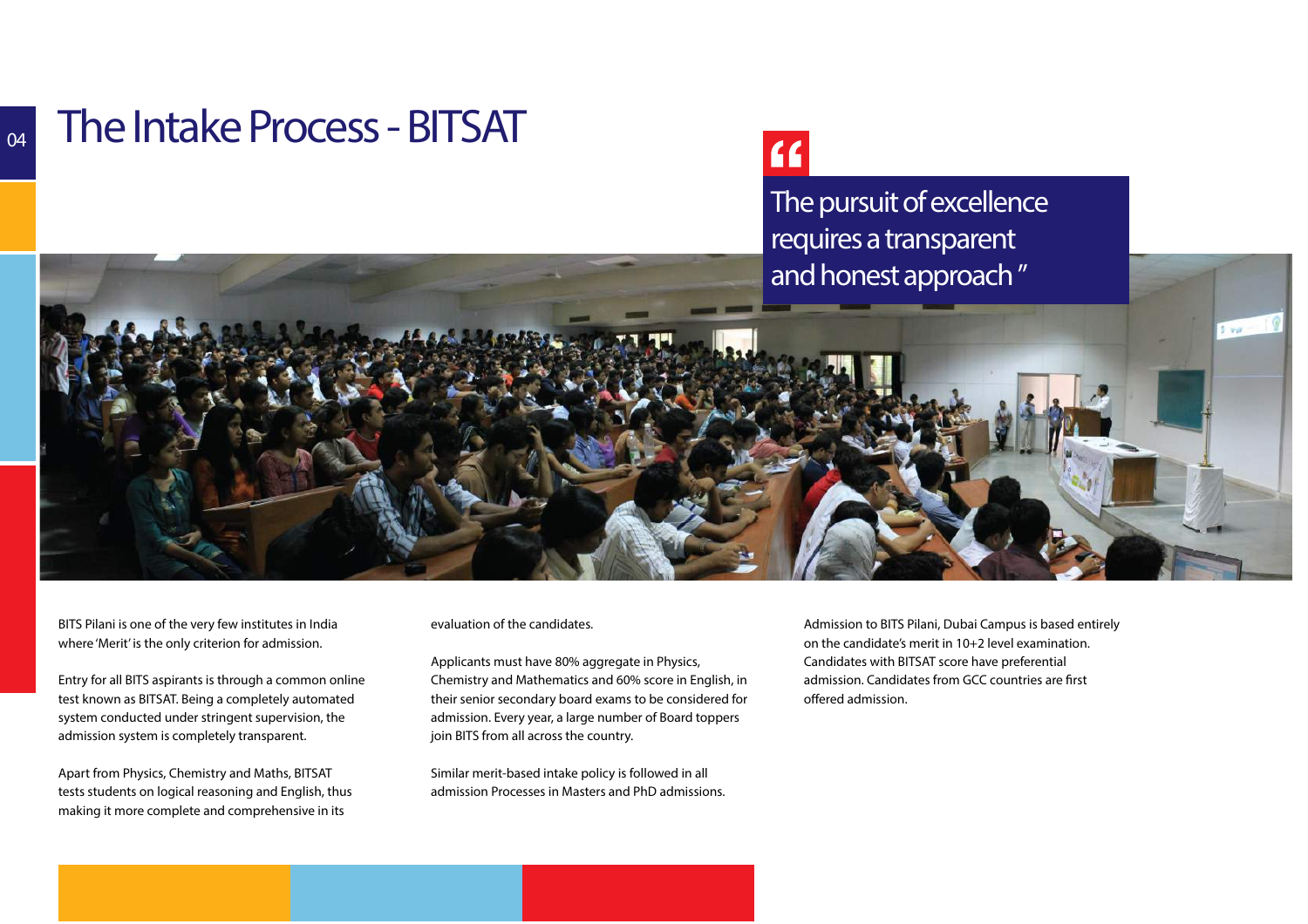# The Intake Process - BITSAT

> The pursuit of excellence requires a transparent and honest approach"

BITS Pilani is one of the very few institutes in India where 'Merit' is the only criterion for admission.

Entry for all BITS aspirants is through a common online test known as BITSAT. Being a completely automated system conducted under stringent supervision, the admission system is completely transparent.

Apart from Physics, Chemistry and Maths, BITSAT tests students on logical reasoning and English, thus making it more complete and comprehensive in its evaluation of the candidates.

Applicants must have 80% aggregate in Physics, Chemistry and Mathematics and 60% score in English, in their senior secondary board exams to be considered for admission. Every year, a large number of Board toppers join BITS from all across the country.

Similar merit-based intake policy is followed in all admission Processes in Masters and PhD admissions.

Admission to BITS Pilani, Dubai Campus is based entirely on the candidate's merit in 10+2 level examination. Candidates with BITSAT score have preferential admission. Candidates from GCC countries are first offered admission.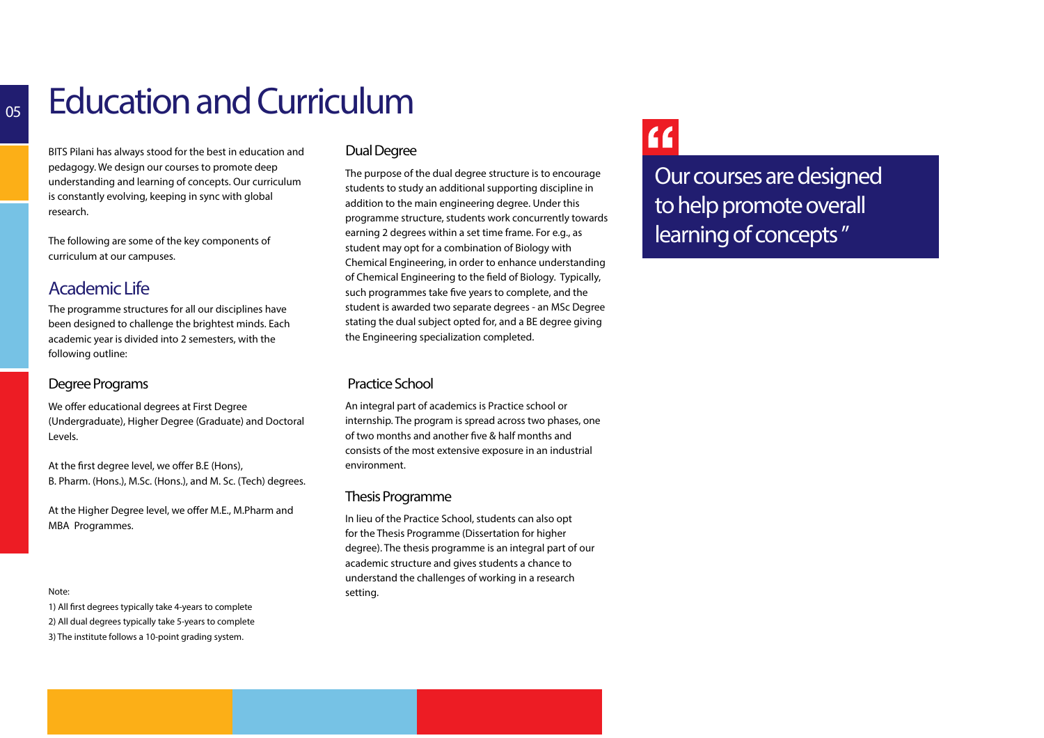# Education and Curriculum

BITS Pilani has always stood for the best in education and pedagogy. We design our courses to promote deep understanding and learning of concepts. Our curriculum is constantly evolving, keeping in sync with global research.

The following are some of the key components of curriculum at our campuses.

## Academic Life

The programme structures for all our disciplines have been designed to challenge the brightest minds. Each academic year is divided into 2 semesters, with the following outline:

### Degree Programs

We offer educational degrees at First Degree (Undergraduate), Higher Degree (Graduate) and Doctoral Levels.

At the first degree level, we offer B.E (Hons), B. Pharm. (Hons.), M.Sc. (Hons.), and M. Sc. (Tech) degrees.

At the Higher Degree level, we offer M.E., M.Pharm and MBA Programmes.

Note:

1) All first degrees typically take 4-years to complete
2) All dual degrees typically take 5-years to complete
3) The institute follows a 10-point grading system.

### Dual Degree

The purpose of the dual degree structure is to encourage students to study an additional supporting discipline in addition to the main engineering degree. Under this programme structure, students work concurrently towards earning 2 degrees within a set time frame. For e.g., as student may opt for a combination of Biology with Chemical Engineering, in order to enhance understanding of Chemical Engineering to the field of Biology. Typically, such programmes take five years to complete, and the student is awarded two separate degrees - an MSc Degree stating the dual subject opted for, and a BE degree giving the Engineering specialization completed.

### Practice School

An integral part of academics is Practice school or internship. The program is spread across two phases, one of two months and another five & half months and consists of the most extensive exposure in an industrial environment.

### Thesis Programme

In lieu of the Practice School, students can also opt for the Thesis Programme (Dissertation for higher degree). The thesis programme is an integral part of our academic structure and gives students a chance to understand the challenges of working in a research setting.

> "Our courses are designed to help promote overall learning of concepts"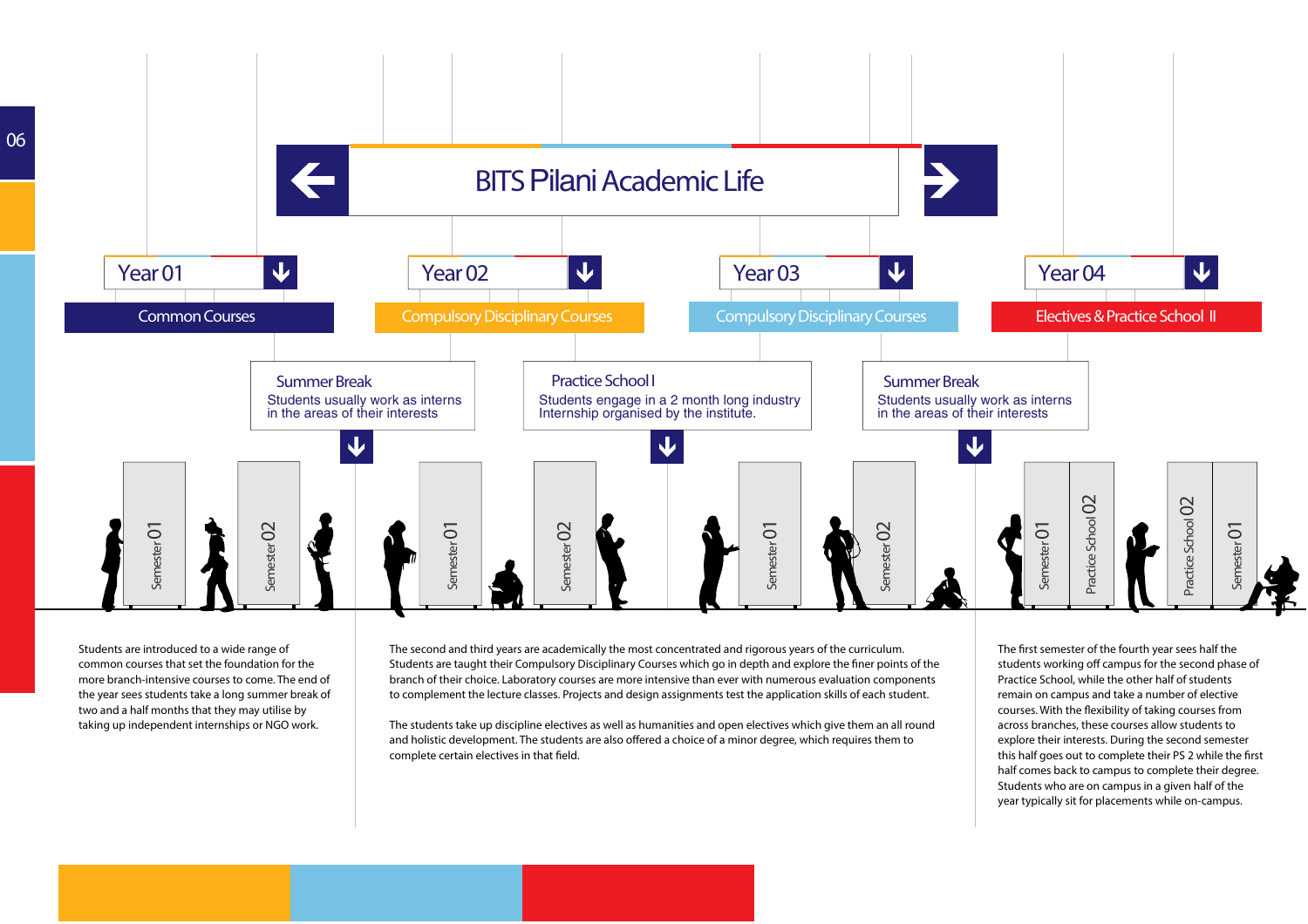# BITS Pilani Academic Life

## Year 01

**Common Courses**

Semester 01 · Semester 02

**Summer Break**
Students usually work as interns in the areas of their interests

## Year 02

**Compulsory Disciplinary Courses**

Semester 01 · Semester 02

**Practice School I**
Students engage in a 2 month long industry Internship organised by the institute.

## Year 03

**Compulsory Disciplinary Courses**

Semester 01 · Semester 02

**Summer Break**
Students usually work as interns in the areas of their interests

## Year 04

**Electives & Practice School II**

Semester 01 · Practice School 02 · Practice School 02 · Semester 01

Students are introduced to a wide range of common courses that set the foundation for the more branch-intensive courses to come. The end of the year sees students take a long summer break of two and a half months that they may utilise by taking up independent internships or NGO work.

The second and third years are academically the most concentrated and rigorous years of the curriculum. Students are taught their Compulsory Disciplinary Courses which go in depth and explore the finer points of the branch of their choice. Laboratory courses are more intensive than ever with numerous evaluation components to complement the lecture classes. Projects and design assignments test the application skills of each student.

The students take up discipline electives as well as humanities and open electives which give them an all round and holistic development. The students are also offered a choice of a minor degree, which requires them to complete certain electives in that field.

The first semester of the fourth year sees half the students working off campus for the second phase of Practice School, while the other half of students remain on campus and take a number of elective courses. With the flexibility of taking courses from across branches, these courses allow students to explore their interests. During the second semester this half goes out to complete their PS 2 while the first half comes back to campus to complete their degree. Students who are on campus in a given half of the year typically sit for placements while on-campus.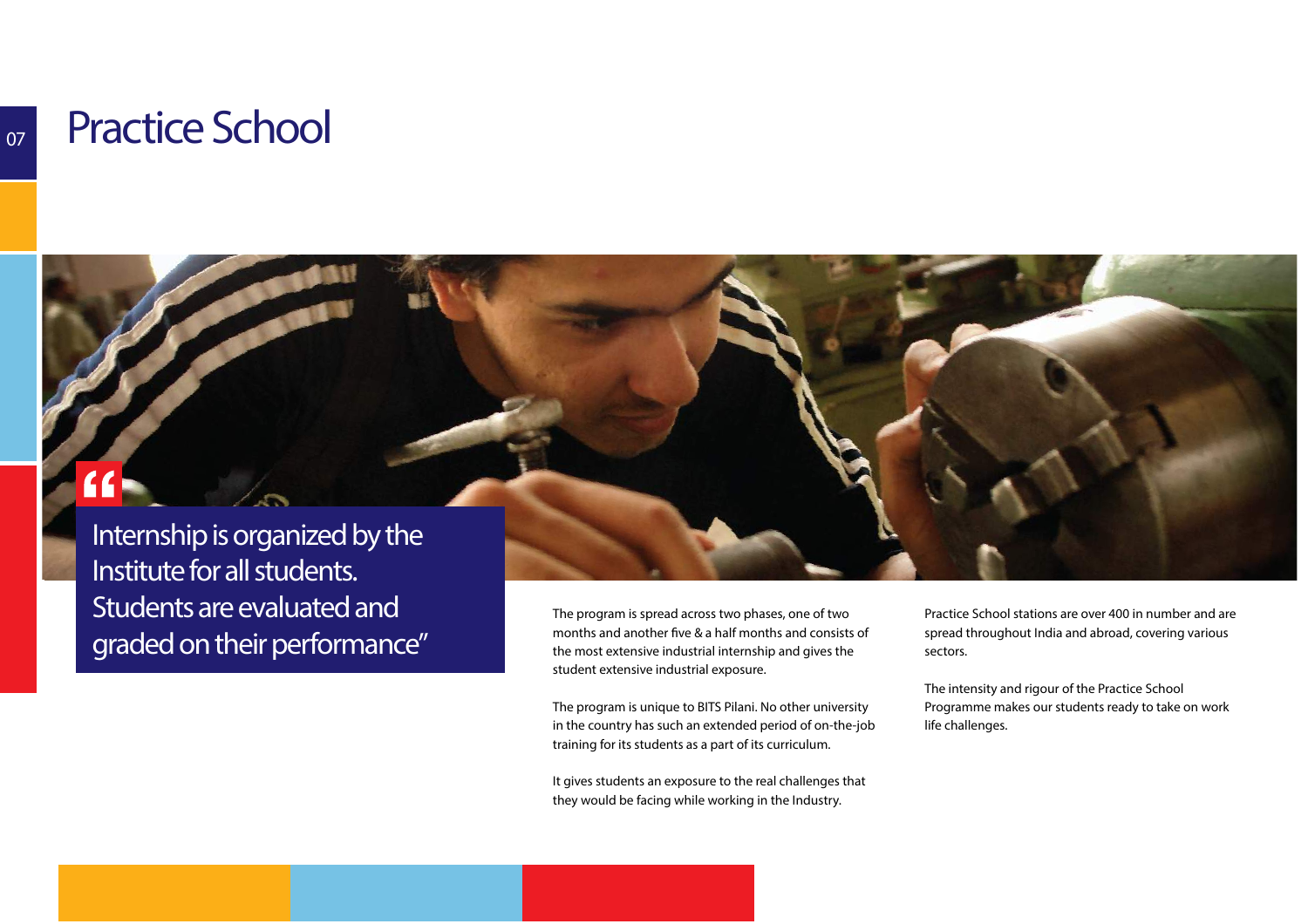# Practice School

> "Internship is organized by the Institute for all students. Students are evaluated and graded on their performance"

The program is spread across two phases, one of two months and another five & a half months and consists of the most extensive industrial internship and gives the student extensive industrial exposure.

The program is unique to BITS Pilani. No other university in the country has such an extended period of on-the-job training for its students as a part of its curriculum.

It gives students an exposure to the real challenges that they would be facing while working in the Industry.

Practice School stations are over 400 in number and are spread throughout India and abroad, covering various sectors.

The intensity and rigour of the Practice School Programme makes our students ready to take on work life challenges.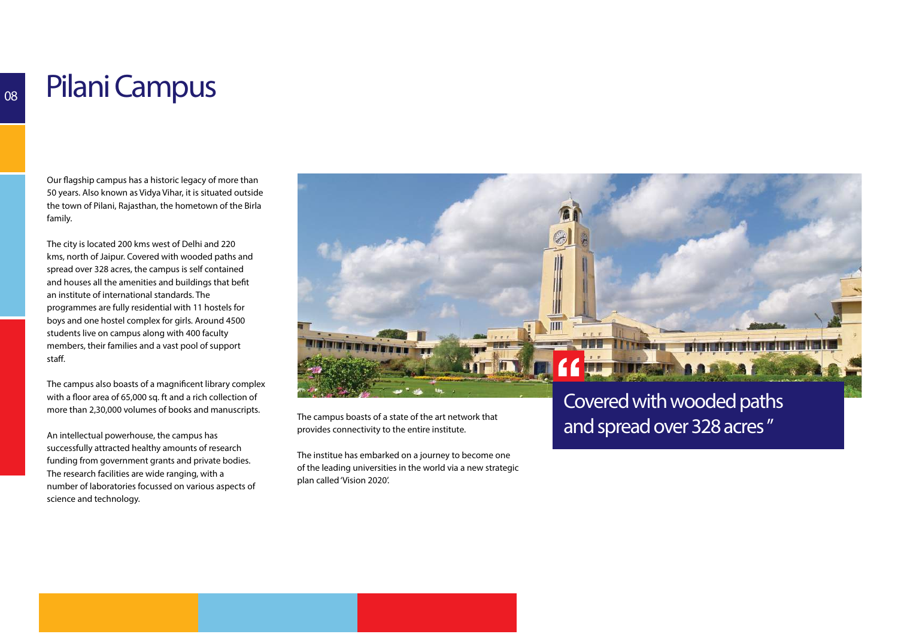# Pilani Campus

Our flagship campus has a historic legacy of more than 50 years. Also known as Vidya Vihar, it is situated outside the town of Pilani, Rajasthan, the hometown of the Birla family.

The city is located 200 kms west of Delhi and 220 kms, north of Jaipur. Covered with wooded paths and spread over 328 acres, the campus is self contained and houses all the amenities and buildings that befit an institute of international standards. The programmes are fully residential with 11 hostels for boys and one hostel complex for girls. Around 4500 students live on campus along with 400 faculty members, their families and a vast pool of support staff.

The campus also boasts of a magnificent library complex with a floor area of 65,000 sq. ft and a rich collection of more than 2,30,000 volumes of books and manuscripts.

An intellectual powerhouse, the campus has successfully attracted healthy amounts of research funding from government grants and private bodies. The research facilities are wide ranging, with a number of laboratories focussed on various aspects of science and technology.

The campus boasts of a state of the art network that provides connectivity to the entire institute.

The institue has embarked on a journey to become one of the leading universities in the world via a new strategic plan called 'Vision 2020'.

> "Covered with wooded paths and spread over 328 acres"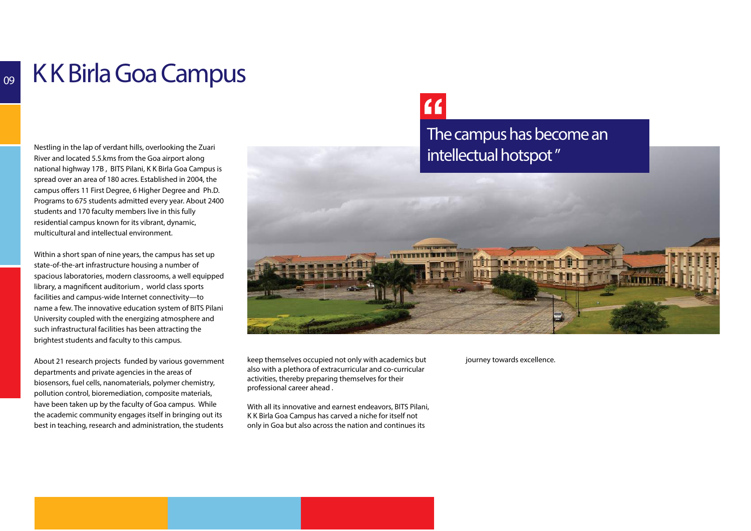# K K Birla Goa Campus

> The campus has become an intellectual hotspot"

Nestling in the lap of verdant hills, overlooking the Zuari River and located 5.5.kms from the Goa airport along national highway 17B , BITS Pilani, K K Birla Goa Campus is spread over an area of 180 acres. Established in 2004, the campus offers 11 First Degree, 6 Higher Degree and Ph.D. Programs to 675 students admitted every year. About 2400 students and 170 faculty members live in this fully residential campus known for its vibrant, dynamic, multicultural and intellectual environment.

Within a short span of nine years, the campus has set up state-of-the-art infrastructure housing a number of spacious laboratories, modern classrooms, a well equipped library, a magnificent auditorium , world class sports facilities and campus-wide Internet connectivity—to name a few. The innovative education system of BITS Pilani University coupled with the energizing atmosphere and such infrastructural facilities has been attracting the brightest students and faculty to this campus.

About 21 research projects funded by various government departments and private agencies in the areas of biosensors, fuel cells, nanomaterials, polymer chemistry, pollution control, bioremediation, composite materials, have been taken up by the faculty of Goa campus. While the academic community engages itself in bringing out its best in teaching, research and administration, the students keep themselves occupied not only with academics but also with a plethora of extracurricular and co-curricular activities, thereby preparing themselves for their professional career ahead .

With all its innovative and earnest endeavors, BITS Pilani, K K Birla Goa Campus has carved a niche for itself not only in Goa but also across the nation and continues its journey towards excellence.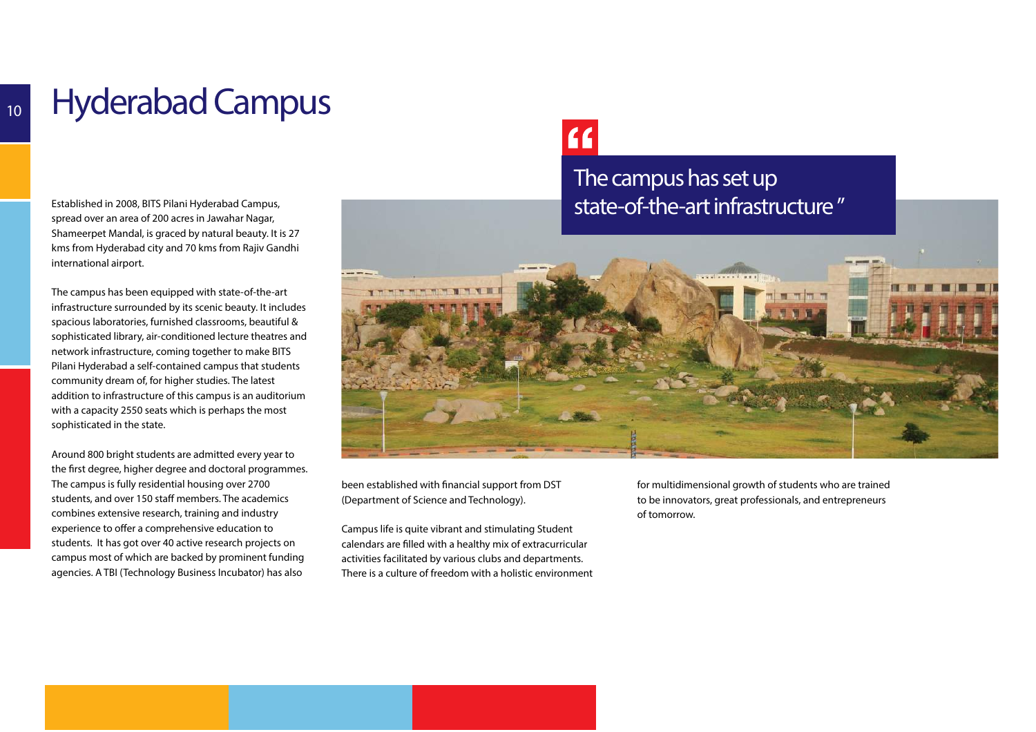# Hyderabad Campus

Established in 2008, BITS Pilani Hyderabad Campus, spread over an area of 200 acres in Jawahar Nagar, Shameerpet Mandal, is graced by natural beauty. It is 27 kms from Hyderabad city and 70 kms from Rajiv Gandhi international airport.

The campus has been equipped with state-of-the-art infrastructure surrounded by its scenic beauty. It includes spacious laboratories, furnished classrooms, beautiful & sophisticated library, air-conditioned lecture theatres and network infrastructure, coming together to make BITS Pilani Hyderabad a self-contained campus that students community dream of, for higher studies. The latest addition to infrastructure of this campus is an auditorium with a capacity 2550 seats which is perhaps the most sophisticated in the state.

Around 800 bright students are admitted every year to the first degree, higher degree and doctoral programmes. The campus is fully residential housing over 2700 students, and over 150 staff members. The academics combines extensive research, training and industry experience to offer a comprehensive education to students. It has got over 40 active research projects on campus most of which are backed by prominent funding agencies. A TBI (Technology Business Incubator) has also been established with financial support from DST (Department of Science and Technology).

> "The campus has set up state-of-the-art infrastructure"

Campus life is quite vibrant and stimulating Student calendars are filled with a healthy mix of extracurricular activities facilitated by various clubs and departments. There is a culture of freedom with a holistic environment for multidimensional growth of students who are trained to be innovators, great professionals, and entrepreneurs of tomorrow.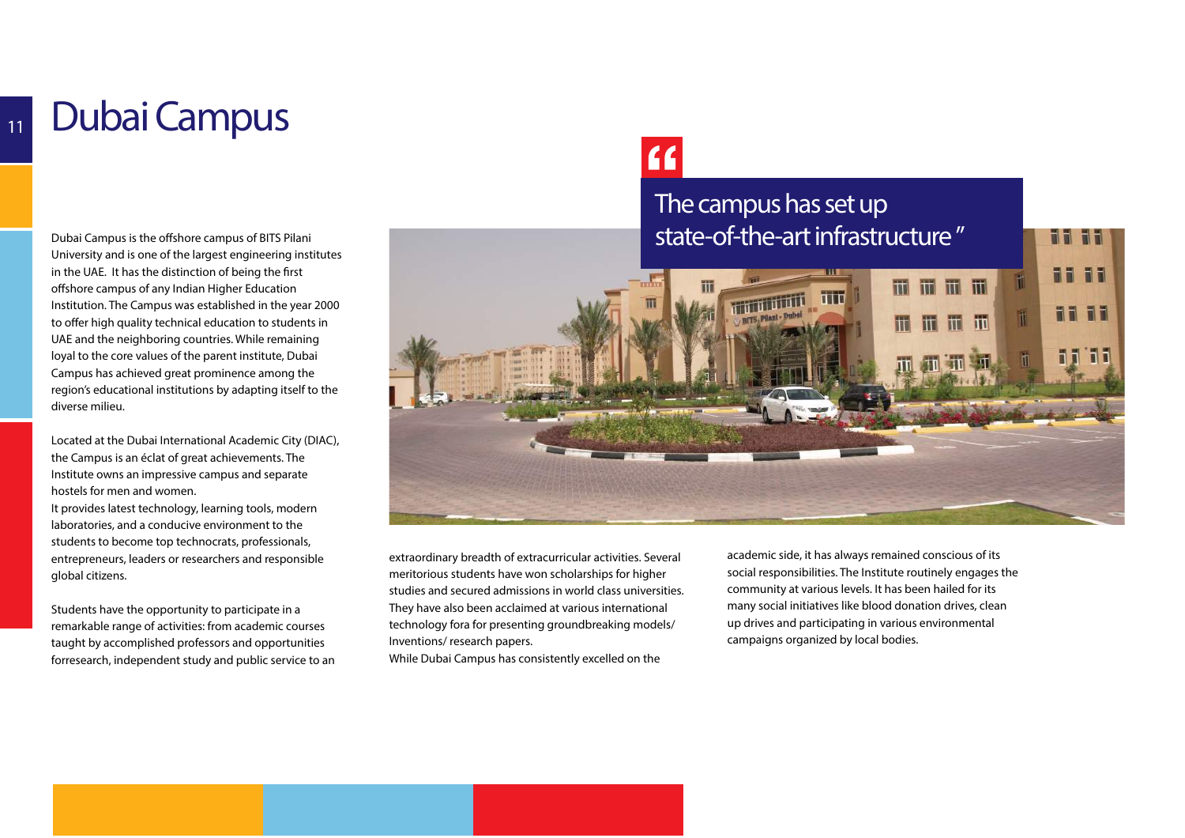# Dubai Campus

Dubai Campus is the offshore campus of BITS Pilani University and is one of the largest engineering institutes in the UAE. It has the distinction of being the first offshore campus of any Indian Higher Education Institution. The Campus was established in the year 2000 to offer high quality technical education to students in UAE and the neighboring countries. While remaining loyal to the core values of the parent institute, Dubai Campus has achieved great prominence among the region's educational institutions by adapting itself to the diverse milieu.

Located at the Dubai International Academic City (DIAC), the Campus is an éclat of great achievements. The Institute owns an impressive campus and separate hostels for men and women.
It provides latest technology, learning tools, modern laboratories, and a conducive environment to the students to become top technocrats, professionals, entrepreneurs, leaders or researchers and responsible global citizens.

Students have the opportunity to participate in a remarkable range of activities: from academic courses taught by accomplished professors and opportunities forresearch, independent study and public service to an extraordinary breadth of extracurricular activities. Several meritorious students have won scholarships for higher studies and secured admissions in world class universities. They have also been acclaimed at various international technology fora for presenting groundbreaking models/ Inventions/ research papers.
While Dubai Campus has consistently excelled on the academic side, it has always remained conscious of its social responsibilities. The Institute routinely engages the community at various levels. It has been hailed for its many social initiatives like blood donation drives, clean up drives and participating in various environmental campaigns organized by local bodies.

> "The campus has set up state-of-the-art infrastructure"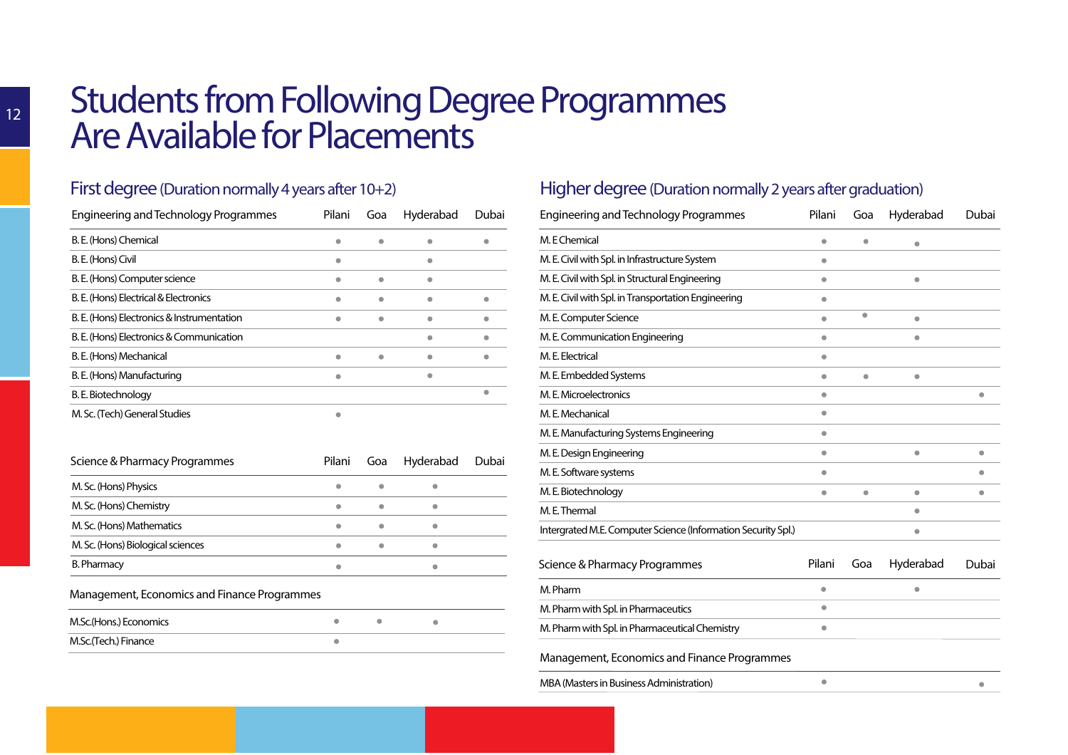# Students from Following Degree Programmes Are Available for Placements

## First degree (Duration normally 4 years after 10+2)

| Engineering and Technology Programmes | Pilani | Goa | Hyderabad | Dubai |
|---|---|---|---|---|
| B. E. (Hons) Chemical | • | • | • | • |
| B. E. (Hons) Civil | • | | • | |
| B. E. (Hons) Computer science | • | • | • | |
| B. E. (Hons) Electrical & Electronics | • | • | • | • |
| B. E. (Hons) Electronics & Instrumentation | • | • | • | • |
| B. E. (Hons) Electronics & Communication | | | • | • |
| B. E. (Hons) Mechanical | • | • | • | • |
| B. E. (Hons) Manufacturing | • | | • | |
| B. E. Biotechnology | | | | • |
| M. Sc. (Tech) General Studies | • | | | |

| Science & Pharmacy Programmes | Pilani | Goa | Hyderabad | Dubai |
|---|---|---|---|---|
| M. Sc. (Hons) Physics | • | • | • | |
| M. Sc. (Hons) Chemistry | • | • | • | |
| M. Sc. (Hons) Mathematics | • | • | • | |
| M. Sc. (Hons) Biological sciences | • | • | • | |
| B. Pharmacy | • | | • | |

| Management, Economics and Finance Programmes | Pilani | Goa | Hyderabad | Dubai |
|---|---|---|---|---|
| M.Sc.(Hons.) Economics | • | • | • | |
| M.Sc.(Tech.) Finance | • | | | |

## Higher degree (Duration normally 2 years after graduation)

| Engineering and Technology Programmes | Pilani | Goa | Hyderabad | Dubai |
|---|---|---|---|---|
| M. E Chemical | • | • | • | |
| M. E. Civil with Spl. in Infrastructure System | • | | | |
| M. E. Civil with Spl. in Structural Engineering | • | | • | |
| M. E. Civil with Spl. in Transportation Engineering | • | | | |
| M. E. Computer Science | • | • | • | |
| M. E. Communication Engineering | • | | • | |
| M. E. Electrical | • | | | |
| M. E. Embedded Systems | • | • | • | |
| M. E. Microelectronics | • | | | • |
| M. E. Mechanical | • | | | |
| M. E. Manufacturing Systems Engineering | • | | | |
| M. E. Design Engineering | • | | • | • |
| M. E. Software systems | • | | | • |
| M. E. Biotechnology | • | • | • | • |
| M. E. Thermal | | | • | |
| Intergrated M.E. Computer Science (Information Security Spl.) | | | • | |

| Science & Pharmacy Programmes | Pilani | Goa | Hyderabad | Dubai |
|---|---|---|---|---|
| M. Pharm | • | | • | |
| M. Pharm with Spl. in Pharmaceutics | • | | | |
| M. Pharm with Spl. in Pharmaceutical Chemistry | • | | | |

| Management, Economics and Finance Programmes | Pilani | Goa | Hyderabad | Dubai |
|---|---|---|---|---|
| MBA (Masters in Business Administration) | • | | | • |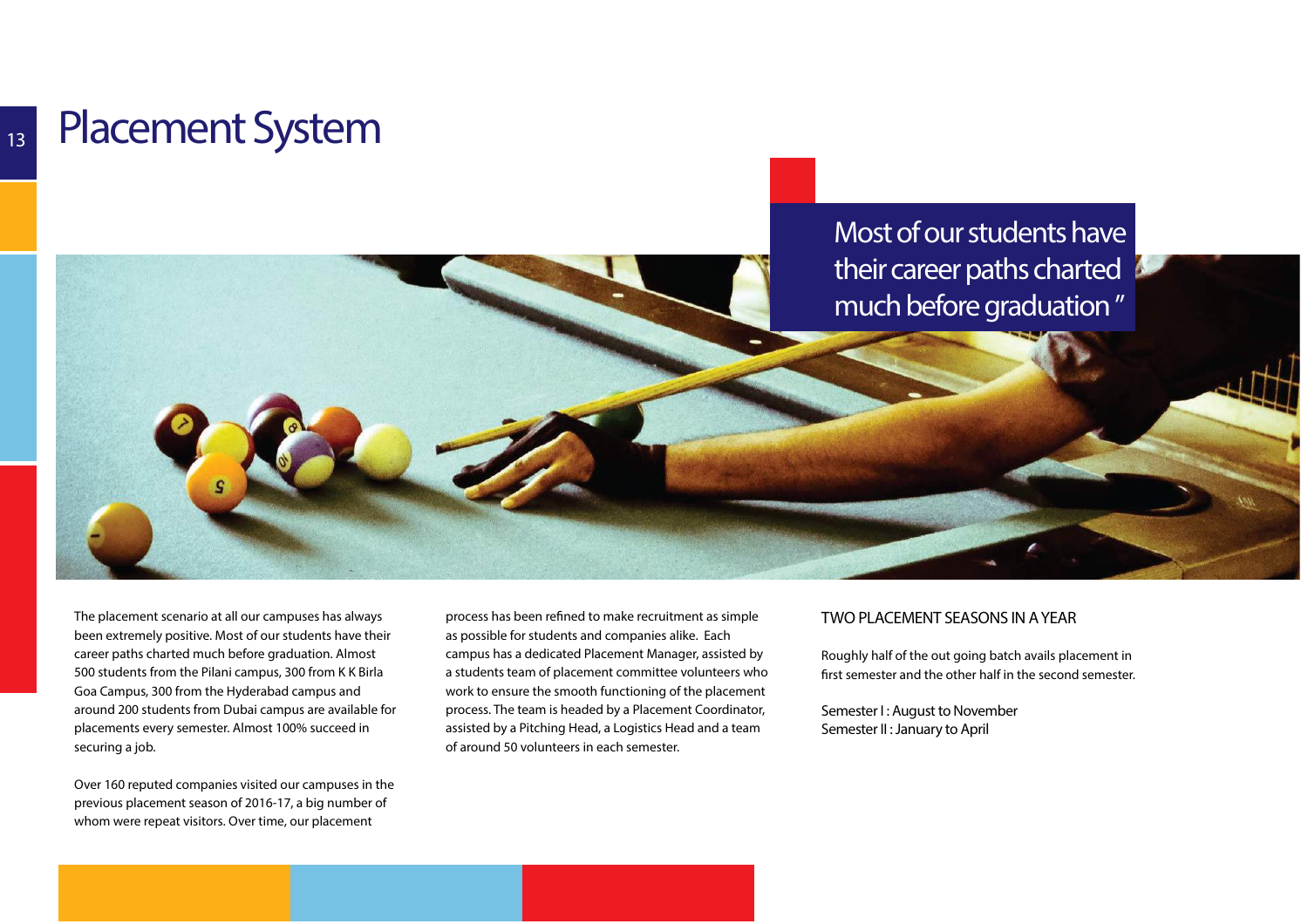# Placement System

> Most of our students have their career paths charted much before graduation "

The placement scenario at all our campuses has always been extremely positive. Most of our students have their career paths charted much before graduation. Almost 500 students from the Pilani campus, 300 from K K Birla Goa Campus, 300 from the Hyderabad campus and around 200 students from Dubai campus are available for placements every semester. Almost 100% succeed in securing a job.

Over 160 reputed companies visited our campuses in the previous placement season of 2016-17, a big number of whom were repeat visitors. Over time, our placement process has been refined to make recruitment as simple as possible for students and companies alike. Each campus has a dedicated Placement Manager, assisted by a students team of placement committee volunteers who work to ensure the smooth functioning of the placement process. The team is headed by a Placement Coordinator, assisted by a Pitching Head, a Logistics Head and a team of around 50 volunteers in each semester.

## TWO PLACEMENT SEASONS IN A YEAR

Roughly half of the out going batch avails placement in first semester and the other half in the second semester.

Semester I : August to November
Semester II : January to April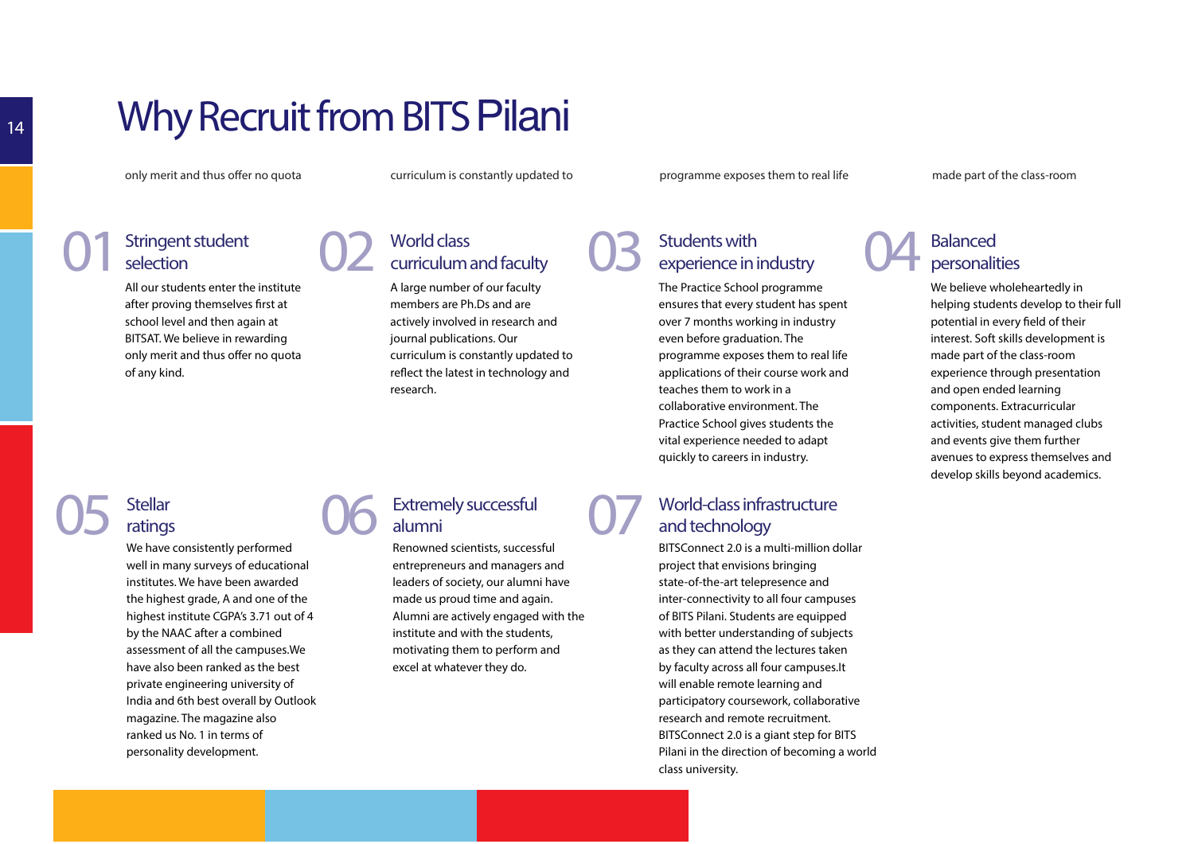# Why Recruit from BITS Pilani

only merit and thus offer no quota

curriculum is constantly updated to

programme exposes them to real life

made part of the class-room

## 01 Stringent student selection

All our students enter the institute after proving themselves first at school level and then again at BITSAT. We believe in rewarding only merit and thus offer no quota of any kind.

## 02 World class curriculum and faculty

A large number of our faculty members are Ph.Ds and are actively involved in research and journal publications. Our curriculum is constantly updated to reflect the latest in technology and research.

## 03 Students with experience in industry

The Practice School programme ensures that every student has spent over 7 months working in industry even before graduation. The programme exposes them to real life applications of their course work and teaches them to work in a collaborative environment. The Practice School gives students the vital experience needed to adapt quickly to careers in industry.

## 04 Balanced personalities

We believe wholeheartedly in helping students develop to their full potential in every field of their interest. Soft skills development is made part of the class-room experience through presentation and open ended learning components. Extracurricular activities, student managed clubs and events give them further avenues to express themselves and develop skills beyond academics.

## 05 Stellar ratings

We have consistently performed well in many surveys of educational institutes. We have been awarded the highest grade, A and one of the highest institute CGPA's 3.71 out of 4 by the NAAC after a combined assessment of all the campuses.We have also been ranked as the best private engineering university of India and 6th best overall by Outlook magazine. The magazine also ranked us No. 1 in terms of personality development.

## 06 Extremely successful alumni

Renowned scientists, successful entrepreneurs and managers and leaders of society, our alumni have made us proud time and again. Alumni are actively engaged with the institute and with the students, motivating them to perform and excel at whatever they do.

## 07 World-class infrastructure and technology

BITSConnect 2.0 is a multi-million dollar project that envisions bringing state-of-the-art telepresence and inter-connectivity to all four campuses of BITS Pilani. Students are equipped with better understanding of subjects as they can attend the lectures taken by faculty across all four campuses.It will enable remote learning and participatory coursework, collaborative research and remote recruitment. BITSConnect 2.0 is a giant step for BITS Pilani in the direction of becoming a world class university.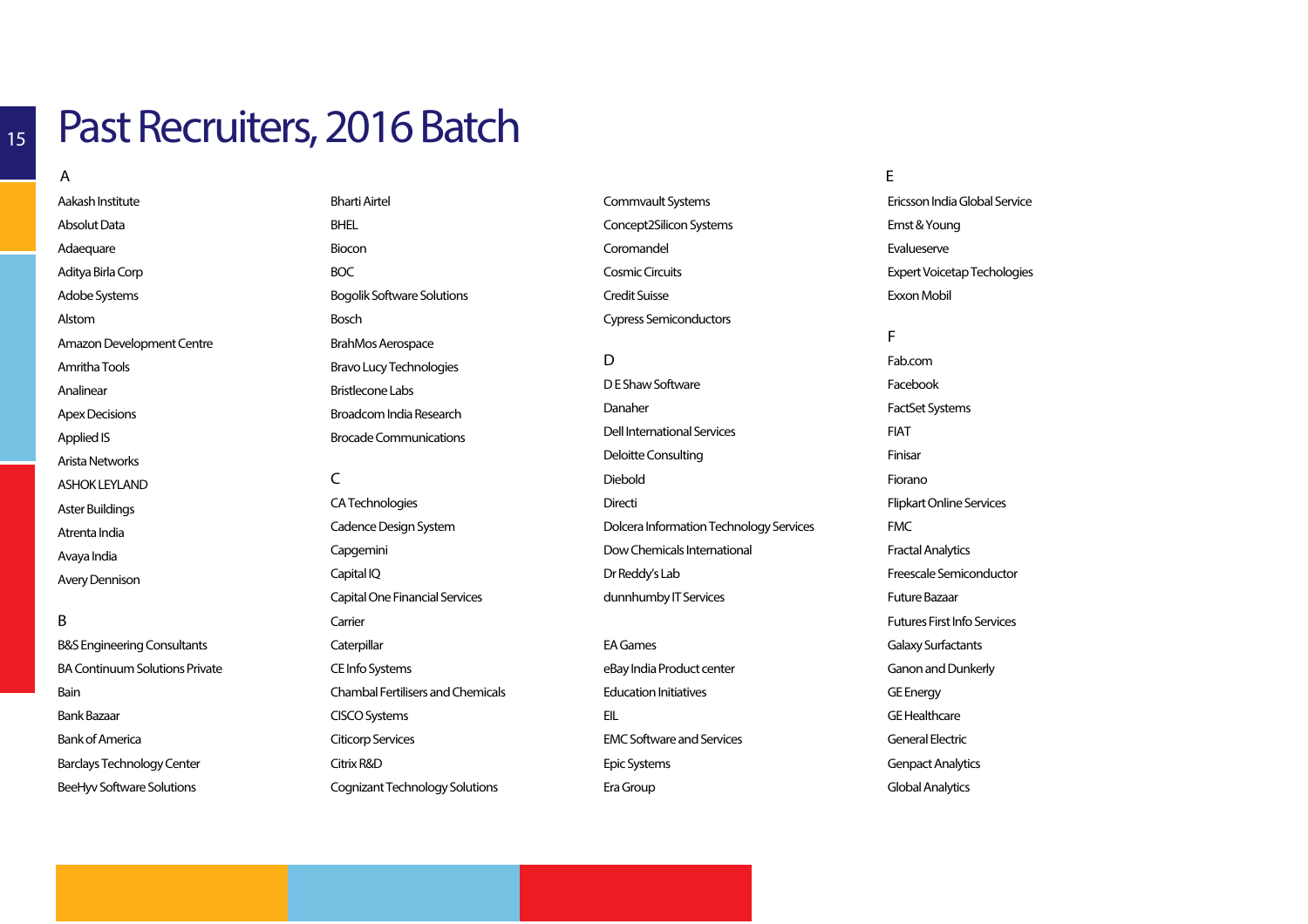# Past Recruiters, 2016 Batch

A

Aakash Institute
Absolut Data
Adaequare
Aditya Birla Corp
Adobe Systems
Alstom
Amazon Development Centre
Amritha Tools
Analinear
Apex Decisions
Applied IS
Arista Networks
ASHOK LEYLAND
Aster Buildings
Atrenta India
Avaya India
Avery Dennison

B

B&S Engineering Consultants
BA Continuum Solutions Private
Bain
Bank Bazaar
Bank of America
Barclays Technology Center
BeeHyv Software Solutions
Bharti Airtel
BHEL
Biocon
BOC
Bogolik Software Solutions
Bosch
BrahMos Aerospace
Bravo Lucy Technologies
Bristlecone Labs
Broadcom India Research
Brocade Communications

C

CA Technologies
Cadence Design System
Capgemini
Capital IQ
Capital One Financial Services
Carrier
Caterpillar
CE Info Systems
Chambal Fertilisers and Chemicals
CISCO Systems
Citicorp Services
Citrix R&D
Cognizant Technology Solutions
Commvault Systems
Concept2Silicon Systems
Coromandel
Cosmic Circuits
Credit Suisse
Cypress Semiconductors

D

D E Shaw Software
Danaher
Dell International Services
Deloitte Consulting
Diebold
Directi
Dolcera Information Technology Services
Dow Chemicals International
Dr Reddy's Lab
dunnhumby IT Services

EA Games
eBay India Product center
Education Initiatives
EIL
EMC Software and Services
Epic Systems
Era Group

E

Ericsson India Global Service
Ernst & Young
Evalueserve
Expert Voicetap Techologies
Exxon Mobil

F

Fab.com
Facebook
FactSet Systems
FIAT
Finisar
Fiorano
Flipkart Online Services
FMC
Fractal Analytics
Freescale Semiconductor
Future Bazaar
Futures First Info Services
Galaxy Surfactants
Ganon and Dunkerly
GE Energy
GE Healthcare
General Electric
Genpact Analytics
Global Analytics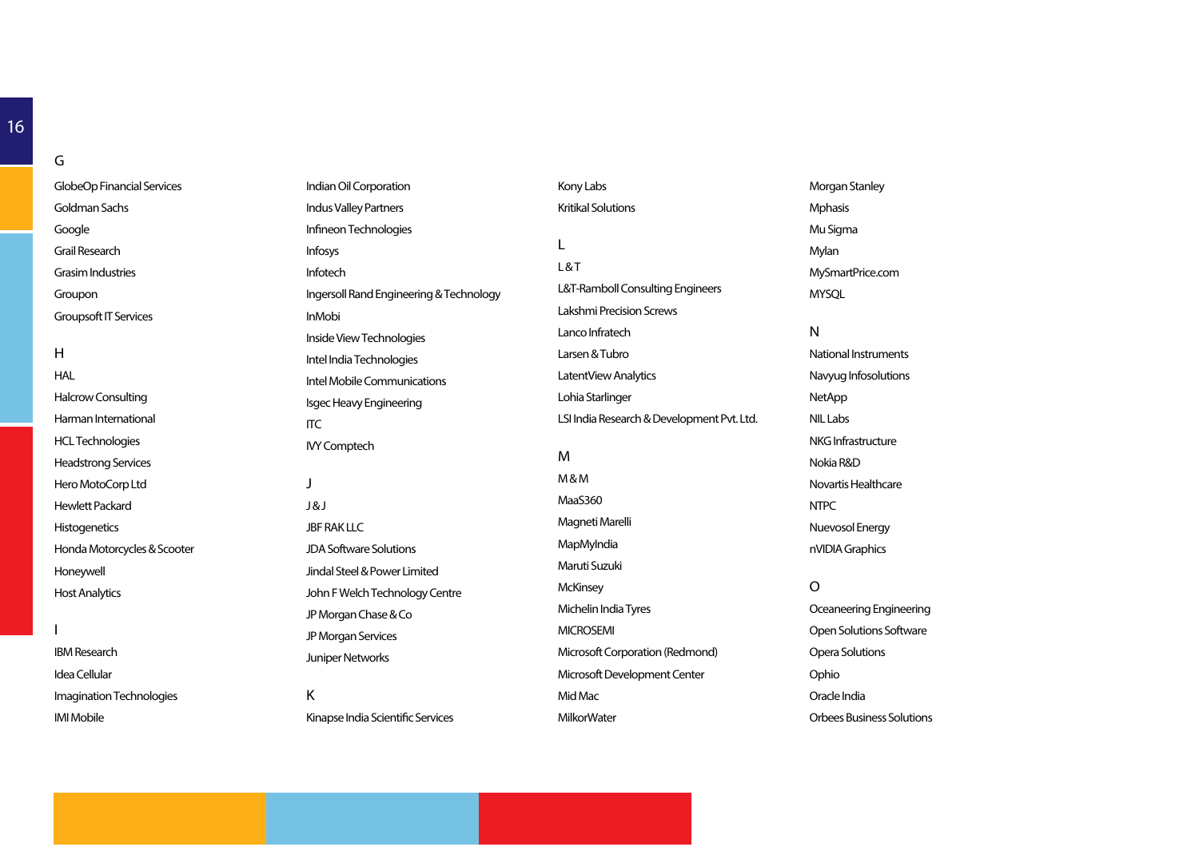## G

- GlobeOp Financial Services
- Goldman Sachs
- Google
- Grail Research
- Grasim Industries
- Groupon
- Groupsoft IT Services

## H

- HAL
- Halcrow Consulting
- Harman International
- HCL Technologies
- Headstrong Services
- Hero MotoCorp Ltd
- Hewlett Packard
- Histogenetics
- Honda Motorcycles & Scooter
- Honeywell
- Host Analytics

## I

- IBM Research
- Idea Cellular
- Imagination Technologies
- IMI Mobile
- Indian Oil Corporation
- Indus Valley Partners
- Infineon Technologies
- Infosys
- Infotech
- Ingersoll Rand Engineering & Technology
- InMobi
- Inside View Technologies
- Intel India Technologies
- Intel Mobile Communications
- Isgec Heavy Engineering
- ITC
- IVY Comptech

## J

- J & J
- JBF RAK LLC
- JDA Software Solutions
- Jindal Steel & Power Limited
- John F Welch Technology Centre
- JP Morgan Chase & Co
- JP Morgan Services
- Juniper Networks

## K

- Kinapse India Scientific Services
- Kony Labs
- Kritikal Solutions

## L

- L & T
- L&T-Ramboll Consulting Engineers
- Lakshmi Precision Screws
- Lanco Infratech
- Larsen & Tubro
- LatentView Analytics
- Lohia Starlinger
- LSI India Research & Development Pvt. Ltd.

## M

- M & M
- MaaS360
- Magneti Marelli
- MapMyIndia
- Maruti Suzuki
- McKinsey
- Michelin India Tyres
- MICROSEMI
- Microsoft Corporation (Redmond)
- Microsoft Development Center
- Mid Mac
- MilkorWater
- Morgan Stanley
- Mphasis
- Mu Sigma
- Mylan
- MySmartPrice.com
- MYSQL

## N

- National Instruments
- Navyug Infosolutions
- NetApp
- NIL Labs
- NKG Infrastructure
- Nokia R&D
- Novartis Healthcare
- NTPC
- Nuevosol Energy
- nVIDIA Graphics

## O

- Oceaneering Engineering
- Open Solutions Software
- Opera Solutions
- Ophio
- Oracle India
- Orbees Business Solutions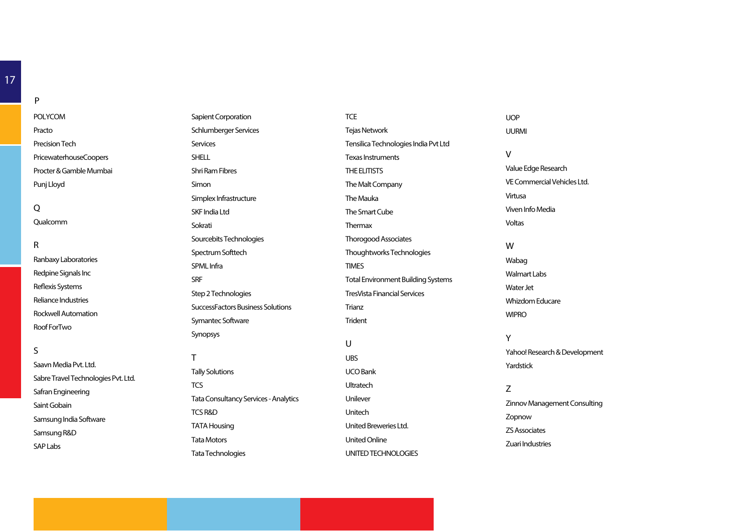## P

POLYCOM
Practo
Precision Tech
PricewaterhouseCoopers
Procter & Gamble Mumbai
Punj Lloyd

## Q

Qualcomm

## R

Ranbaxy Laboratories
Redpine Signals Inc
Reflexis Systems
Reliance Industries
Rockwell Automation
Roof ForTwo

## S

Saavn Media Pvt. Ltd.
Sabre Travel Technologies Pvt. Ltd.
Safran Engineering
Saint Gobain
Samsung India Software
Samsung R&D
SAP Labs
Sapient Corporation
Schlumberger Services
Services
SHELL
Shri Ram Fibres
Simon
Simplex Infrastructure
SKF India Ltd
Sokrati
Sourcebits Technologies
Spectrum Softtech
SPML Infra
SRF
Step 2 Technologies
SuccessFactors Business Solutions
Symantec Software
Synopsys

## T

Tally Solutions
TCS
Tata Consultancy Services - Analytics
TCS R&D
TATA Housing
Tata Motors
Tata Technologies
TCE
Tejas Network
Tensilica Technologies India Pvt Ltd
Texas Instruments
THE ELITISTS
The Malt Company
The Mauka
The Smart Cube
Thermax
Thorogood Associates
Thoughtworks Technologies
TIMES
Total Environment Building Systems
TresVista Financial Services
Trianz
Trident

## U

UBS
UCO Bank
Ultratech
Unilever
Unitech
United Breweries Ltd.
United Online
UNITED TECHNOLOGIES
UOP
UURMI

## V

Value Edge Research
VE Commercial Vehicles Ltd.
Virtusa
Viven Info Media
Voltas

## W

Wabag
Walmart Labs
Water Jet
Whizdom Educare
WIPRO

## Y

Yahoo! Research & Development
Yardstick

## Z

Zinnov Management Consulting
Zopnow
ZS Associates
Zuari Industries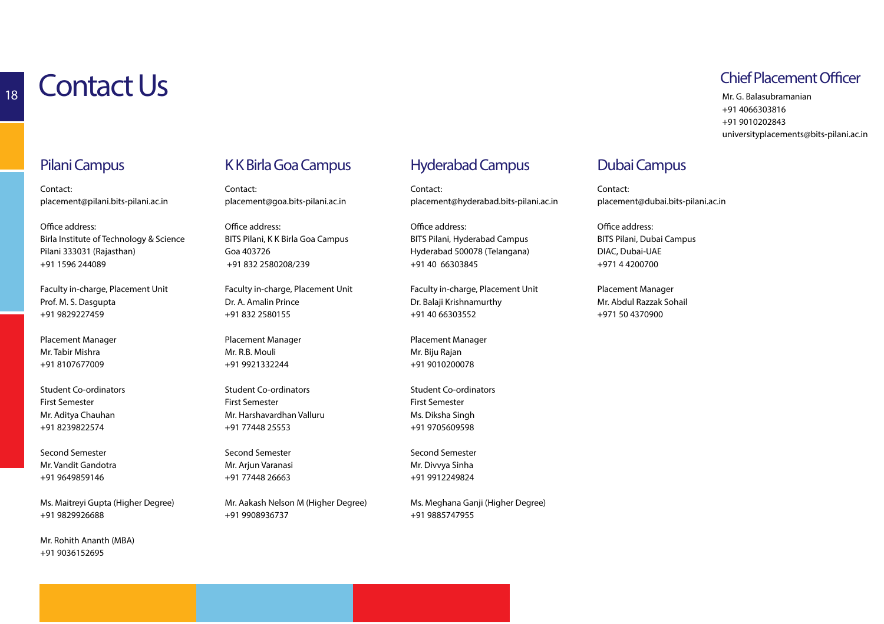# Contact Us

## Chief Placement Officer

Mr. G. Balasubramanian
+91 4066303816
+91 9010202843
universityplacements@bits-pilani.ac.in

## Pilani Campus

Contact:
placement@pilani.bits-pilani.ac.in

Office address:
Birla Institute of Technology & Science
Pilani 333031 (Rajasthan)
+91 1596 244089

Faculty in-charge, Placement Unit
Prof. M. S. Dasgupta
+91 9829227459

Placement Manager
Mr. Tabir Mishra
+91 8107677009

Student Co-ordinators
First Semester
Mr. Aditya Chauhan
+91 8239822574

Second Semester
Mr. Vandit Gandotra
+91 9649859146

Ms. Maitreyi Gupta (Higher Degree)
+91 9829926688

Mr. Rohith Ananth (MBA)
+91 9036152695

## K K Birla Goa Campus

Contact:
placement@goa.bits-pilani.ac.in

Office address:
BITS Pilani, K K Birla Goa Campus
Goa 403726
+91 832 2580208/239

Faculty in-charge, Placement Unit
Dr. A. Amalin Prince
+91 832 2580155

Placement Manager
Mr. R.B. Mouli
+91 9921332244

Student Co-ordinators
First Semester
Mr. Harshavardhan Valluru
+91 77448 25553

Second Semester
Mr. Arjun Varanasi
+91 77448 26663

Mr. Aakash Nelson M (Higher Degree)
+91 9908936737

## Hyderabad Campus

Contact:
placement@hyderabad.bits-pilani.ac.in

Office address:
BITS Pilani, Hyderabad Campus
Hyderabad 500078 (Telangana)
+91 40 66303845

Faculty in-charge, Placement Unit
Dr. Balaji Krishnamurthy
+91 40 66303552

Placement Manager
Mr. Biju Rajan
+91 9010200078

Student Co-ordinators
First Semester
Ms. Diksha Singh
+91 9705609598

Second Semester
Mr. Divvya Sinha
+91 9912249824

Ms. Meghana Ganji (Higher Degree)
+91 9885747955

## Dubai Campus

Contact:
placement@dubai.bits-pilani.ac.in

Office address:
BITS Pilani, Dubai Campus
DIAC, Dubai-UAE
+971 4 4200700

Placement Manager
Mr. Abdul Razzak Sohail
+971 50 4370900